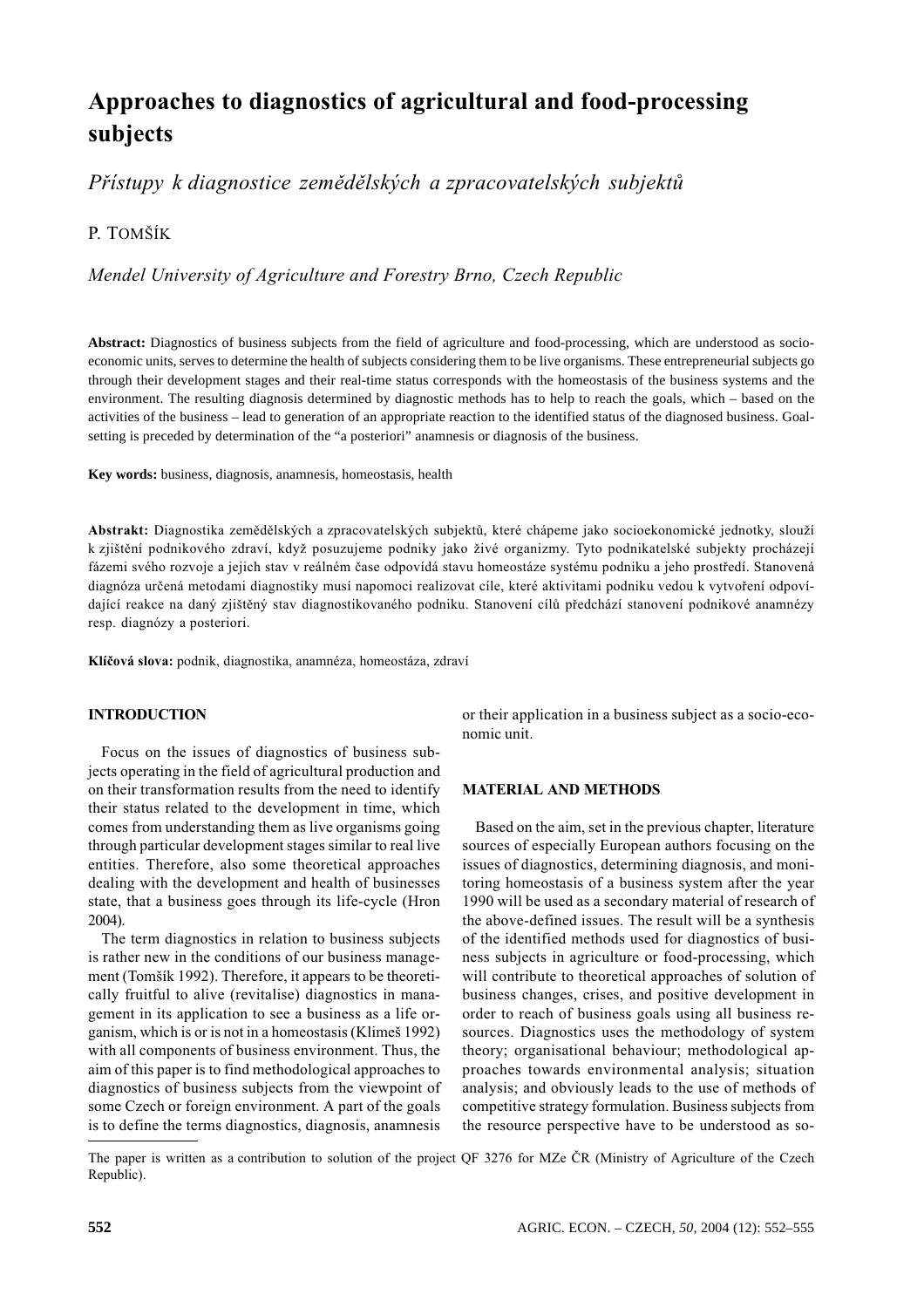# Approaches to diagnostics of agricultural and food-processing subjects

*Přístupy k diagnostice zemědělských a zpracovatelských subjektů*

P. TOMŠÍK

*Mendel University of Agriculture and Forestry Brno, Czech Republic*

**Abstract:** Diagnostics of business subjects from the field of agriculture and food-processing, which are understood as socio-economic units, serves to determine the health of subjects considering them to be live organisms. These entrepreneurial subjects go through their development stages and their real-time status corresponds with the homeostasis of the business systems and the environment. The resulting diagnosis determined by diagnostic methods has to help to reach the goals, which – based on the activities of the business – lead to generation of an appropriate reaction to the identified status of the diagnosed business. Goal-setting is preceded by determination of the "a posteriori" anamnesis or diagnosis of the business.

**Key words:** business, diagnosis, anamnesis, homeostasis, health

**Abstrakt:** Diagnostika zemědělských a zpracovatelských subjektů, které chápeme jako socioekonomické jednotky, slouží k zjištění podnikového zdraví, když posuzujeme podniky jako živé organizmy. Tyto podnikatelské subjekty procházejí fázemi svého rozvoje a jejich stav v reálném čase odpovídá stavu homeostáze systému podniku a jeho prostředí. Stanovená diagnóza určená metodami diagnostiky musí napomoci realizovat cíle, které aktivitami podniku vedou k vytvoření odpovídající reakce na daný zjištěný stav diagnostikovaného podniku. Stanovení cílů předchází stanovení podnikové anamnézy resp. diagnózy a posteriori.

**Klíčová slova:** podnik, diagnostika, anamnéza, homeostáza, zdraví

## INTRODUCTION

Focus on the issues of diagnostics of business subjects operating in the field of agricultural production and on their transformation results from the need to identify their status related to the development in time, which comes from understanding them as live organisms going through particular development stages similar to real live entities. Therefore, also some theoretical approaches dealing with the development and health of businesses state, that a business goes through its life-cycle (Hron 2004).

The term diagnostics in relation to business subjects is rather new in the conditions of our business management (Tomšík 1992). Therefore, it appears to be theoretically fruitful to alive (revitalise) diagnostics in management in its application to see a business as a life organism, which is or is not in a homeostasis (Klimeš 1992) with all components of business environment. Thus, the aim of this paper is to find methodological approaches to diagnostics of business subjects from the viewpoint of some Czech or foreign environment. A part of the goals is to define the terms diagnostics, diagnosis, anamnesis or their application in a business subject as a socio-economic unit.

## MATERIAL AND METHODS

Based on the aim, set in the previous chapter, literature sources of especially European authors focusing on the issues of diagnostics, determining diagnosis, and monitoring homeostasis of a business system after the year 1990 will be used as a secondary material of research of the above-defined issues. The result will be a synthesis of the identified methods used for diagnostics of business subjects in agriculture or food-processing, which will contribute to theoretical approaches of solution of business changes, crises, and positive development in order to reach of business goals using all business resources. Diagnostics uses the methodology of system theory; organisational behaviour; methodological approaches towards environmental analysis; situation analysis; and obviously leads to the use of methods of competitive strategy formulation. Business subjects from the resource perspective have to be understood as so-

The paper is written as a contribution to solution of the project QF 3276 for MZe ČR (Ministry of Agriculture of the Czech Republic).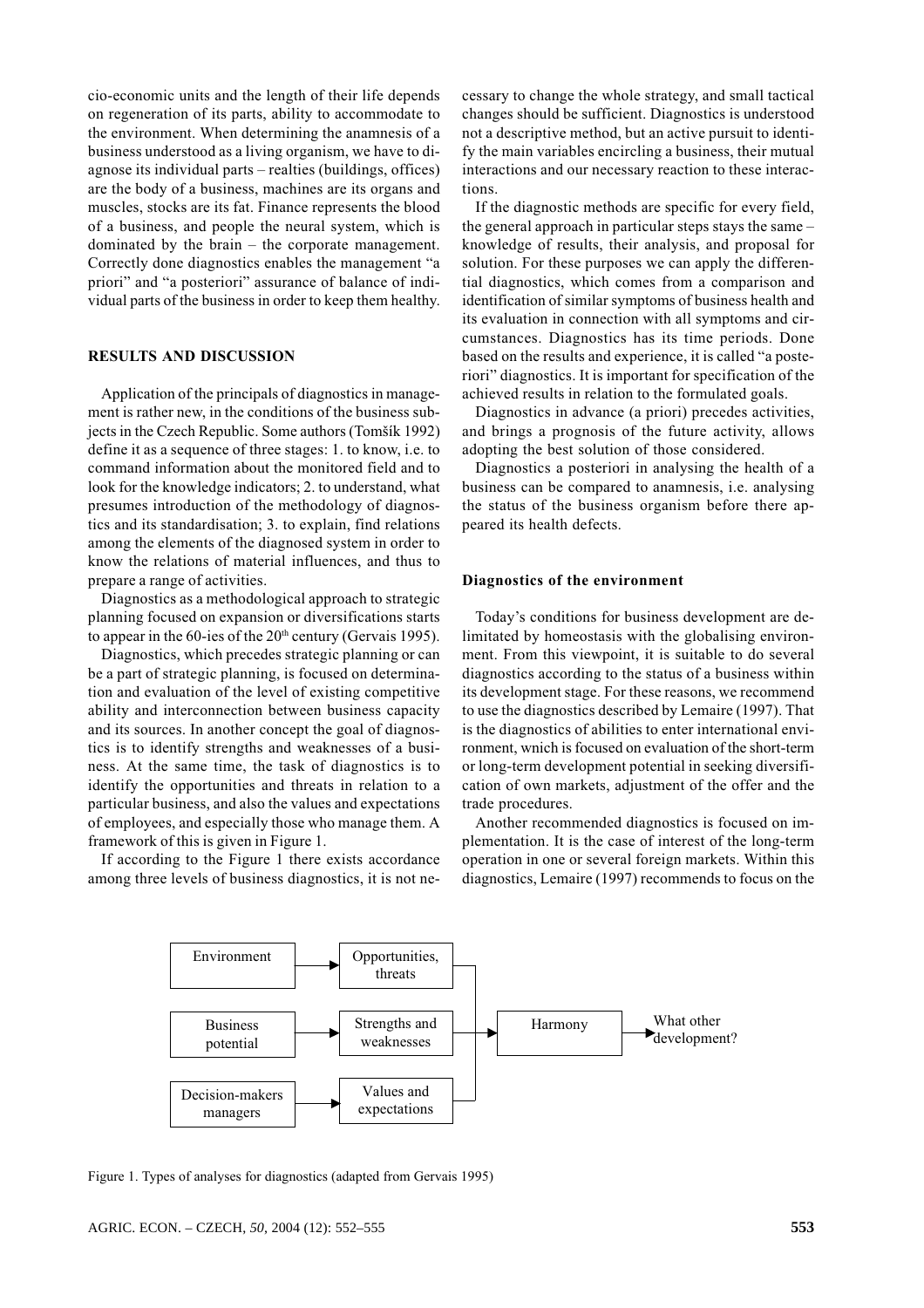cio-economic units and the length of their life depends on regeneration of its parts, ability to accommodate to the environment. When determining the anamnesis of a business understood as a living organism, we have to diagnose its individual parts – realties (buildings, offices) are the body of a business, machines are its organs and muscles, stocks are its fat. Finance represents the blood of a business, and people the neural system, which is dominated by the brain – the corporate management. Correctly done diagnostics enables the management "a priori" and "a posteriori" assurance of balance of individual parts of the business in order to keep them healthy.

## RESULTS AND DISCUSSION

Application of the principals of diagnostics in management is rather new, in the conditions of the business subjects in the Czech Republic. Some authors (Tomšík 1992) define it as a sequence of three stages: 1. to know, i.e. to command information about the monitored field and to look for the knowledge indicators; 2. to understand, what presumes introduction of the methodology of diagnostics and its standardisation; 3. to explain, find relations among the elements of the diagnosed system in order to know the relations of material influences, and thus to prepare a range of activities.

Diagnostics as a methodological approach to strategic planning focused on expansion or diversifications starts to appear in the 60-ies of the 20th century (Gervais 1995).

Diagnostics, which precedes strategic planning or can be a part of strategic planning, is focused on determination and evaluation of the level of existing competitive ability and interconnection between business capacity and its sources. In another concept the goal of diagnostics is to identify strengths and weaknesses of a business. At the same time, the task of diagnostics is to identify the opportunities and threats in relation to a particular business, and also the values and expectations of employees, and especially those who manage them. A framework of this is given in Figure 1.

If according to the Figure 1 there exists accordance among three levels of business diagnostics, it is not necessary to change the whole strategy, and small tactical changes should be sufficient. Diagnostics is understood not a descriptive method, but an active pursuit to identify the main variables encircling a business, their mutual interactions and our necessary reaction to these interactions.

If the diagnostic methods are specific for every field, the general approach in particular steps stays the same – knowledge of results, their analysis, and proposal for solution. For these purposes we can apply the differential diagnostics, which comes from a comparison and identification of similar symptoms of business health and its evaluation in connection with all symptoms and circumstances. Diagnostics has its time periods. Done based on the results and experience, it is called "a posteriori" diagnostics. It is important for specification of the achieved results in relation to the formulated goals.

Diagnostics in advance (a priori) precedes activities, and brings a prognosis of the future activity, allows adopting the best solution of those considered.

Diagnostics a posteriori in analysing the health of a business can be compared to anamnesis, i.e. analysing the status of the business organism before there appeared its health defects.

### Diagnostics of the environment

Today's conditions for business development are delimitated by homeostasis with the globalising environment. From this viewpoint, it is suitable to do several diagnostics according to the status of a business within its development stage. For these reasons, we recommend to use the diagnostics described by Lemaire (1997). That is the diagnostics of abilities to enter international environment, wnich is focused on evaluation of the short-term or long-term development potential in seeking diversification of own markets, adjustment of the offer and the trade procedures.

Another recommended diagnostics is focused on implementation. It is the case of interest of the long-term operation in one or several foreign markets. Within this diagnostics, Lemaire (1997) recommends to focus on the

Environment
Opportunities, threats
Business potential
Strengths and weaknesses
Decision-makers managers
Values and expectations
Harmony
What other development?

Figure 1. Types of analyses for diagnostics (adapted from Gervais 1995)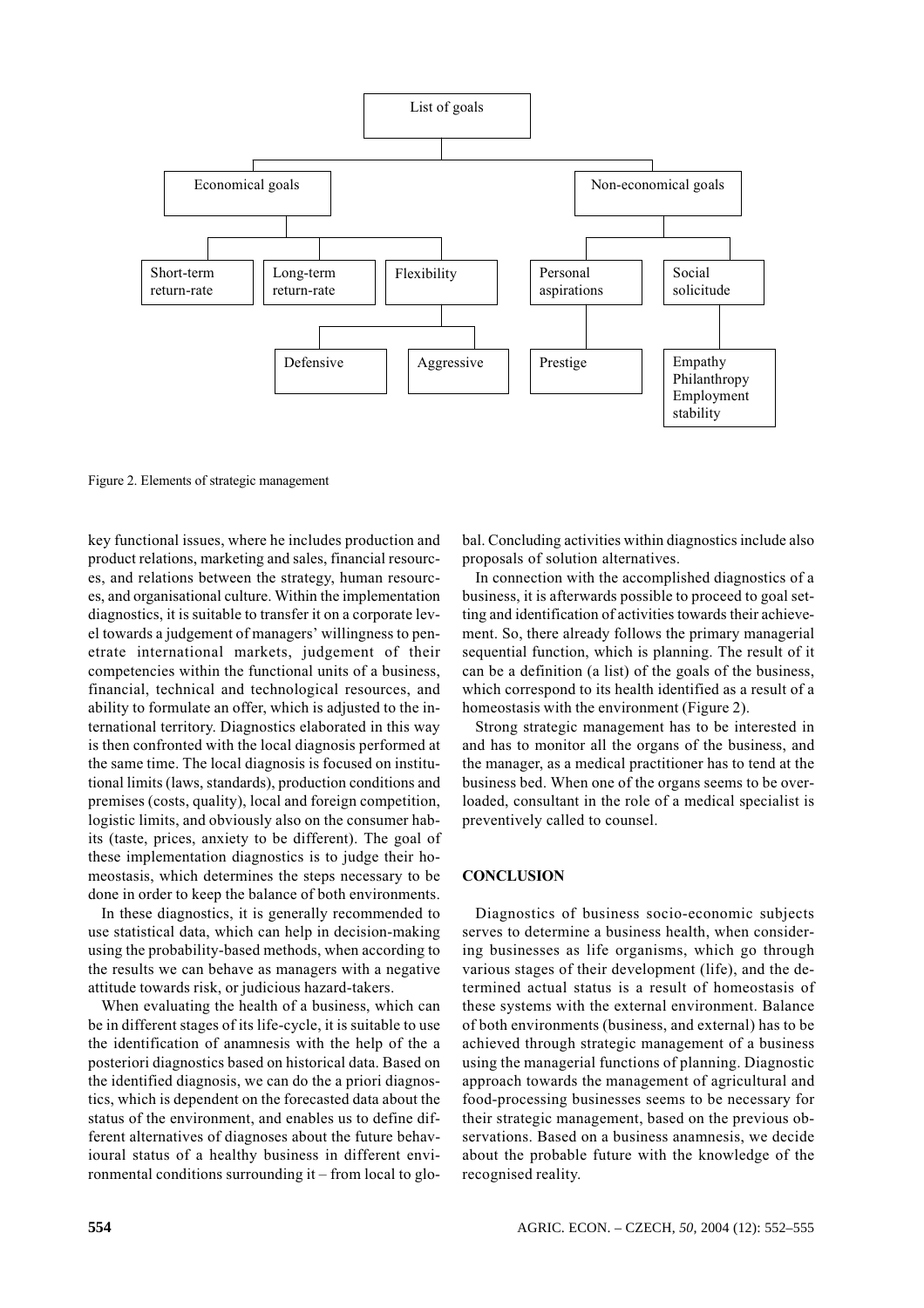- List of goals
  - Economical goals
    - Short-term return-rate
    - Long-term return-rate
    - Flexibility
      - Defensive
      - Aggressive
  - Non-economical goals
    - Personal aspirations
      - Prestige
    - Social solicitude
      - Empathy
      - Philanthropy
      - Employment stability

Figure 2. Elements of strategic management

key functional issues, where he includes production and product relations, marketing and sales, financial resources, and relations between the strategy, human resources, and organisational culture. Within the implementation diagnostics, it is suitable to transfer it on a corporate level towards a judgement of managers' willingness to penetrate international markets, judgement of their competencies within the functional units of a business, financial, technical and technological resources, and ability to formulate an offer, which is adjusted to the international territory. Diagnostics elaborated in this way is then confronted with the local diagnosis performed at the same time. The local diagnosis is focused on institutional limits (laws, standards), production conditions and premises (costs, quality), local and foreign competition, logistic limits, and obviously also on the consumer habits (taste, prices, anxiety to be different). The goal of these implementation diagnostics is to judge their homeostasis, which determines the steps necessary to be done in order to keep the balance of both environments.

In these diagnostics, it is generally recommended to use statistical data, which can help in decision-making using the probability-based methods, when according to the results we can behave as managers with a negative attitude towards risk, or judicious hazard-takers.

When evaluating the health of a business, which can be in different stages of its life-cycle, it is suitable to use the identification of anamnesis with the help of the a posteriori diagnostics based on historical data. Based on the identified diagnosis, we can do the a priori diagnostics, which is dependent on the forecasted data about the status of the environment, and enables us to define different alternatives of diagnoses about the future behavioural status of a healthy business in different environmental conditions surrounding it – from local to global. Concluding activities within diagnostics include also proposals of solution alternatives.

In connection with the accomplished diagnostics of a business, it is afterwards possible to proceed to goal setting and identification of activities towards their achievement. So, there already follows the primary managerial sequential function, which is planning. The result of it can be a definition (a list) of the goals of the business, which correspond to its health identified as a result of a homeostasis with the environment (Figure 2).

Strong strategic management has to be interested in and has to monitor all the organs of the business, and the manager, as a medical practitioner has to tend at the business bed. When one of the organs seems to be overloaded, consultant in the role of a medical specialist is preventively called to counsel.

## CONCLUSION

Diagnostics of business socio-economic subjects serves to determine a business health, when considering businesses as life organisms, which go through various stages of their development (life), and the determined actual status is a result of homeostasis of these systems with the external environment. Balance of both environments (business, and external) has to be achieved through strategic management of a business using the managerial functions of planning. Diagnostic approach towards the management of agricultural and food-processing businesses seems to be necessary for their strategic management, based on the previous observations. Based on a business anamnesis, we decide about the probable future with the knowledge of the recognised reality.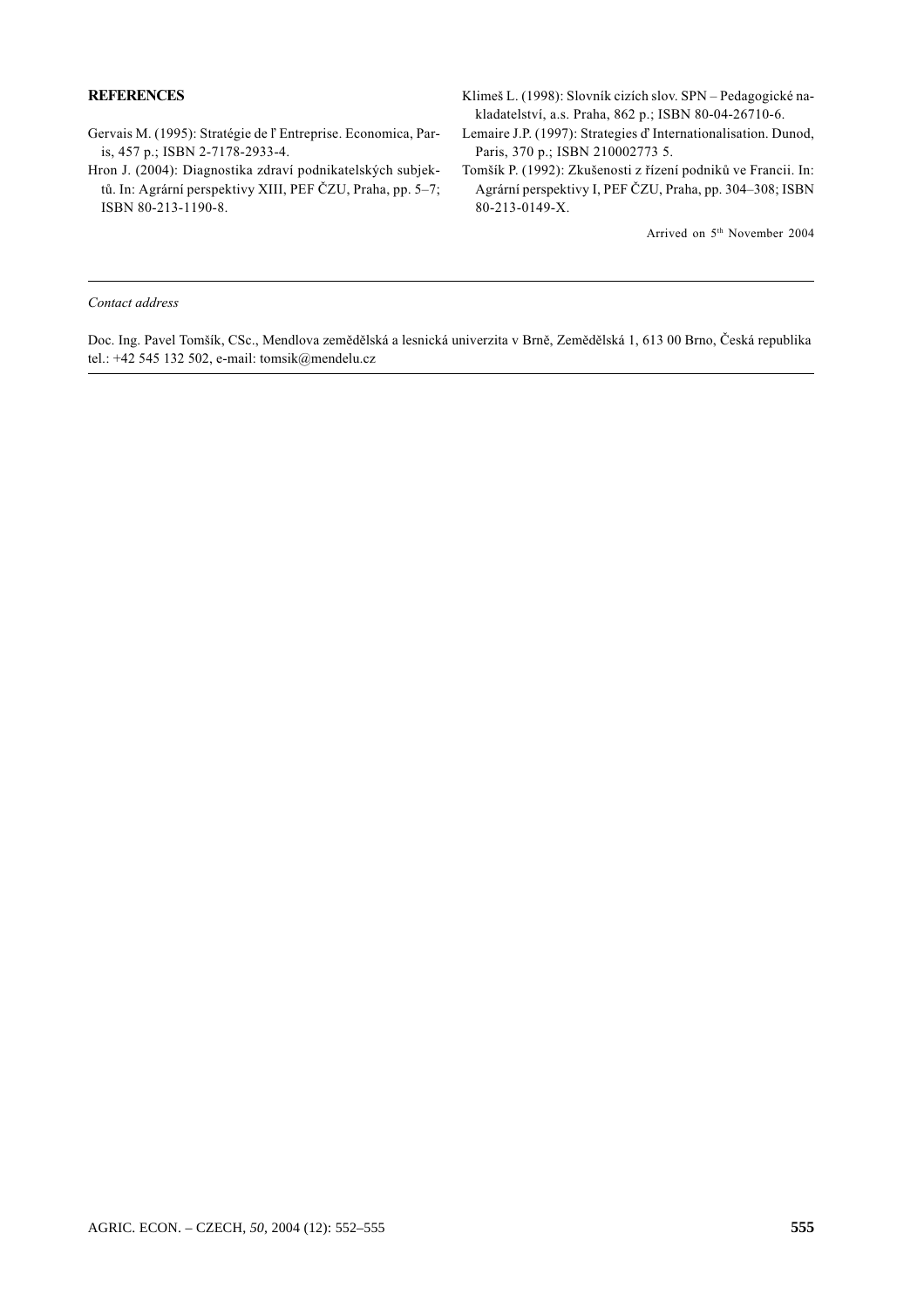## REFERENCES

Gervais M. (1995): Stratégie de l' Entreprise. Economica, Paris, 457 p.; ISBN 2-7178-2933-4.

Hron J. (2004): Diagnostika zdraví podnikatelských subjektů. In: Agrární perspektivy XIII, PEF ČZU, Praha, pp. 5–7; ISBN 80-213-1190-8.

Klimeš L. (1998): Slovník cizích slov. SPN – Pedagogické nakladatelství, a.s. Praha, 862 p.; ISBN 80-04-26710-6.

Lemaire J.P. (1997): Strategies d' Internationalisation. Dunod, Paris, 370 p.; ISBN 210002773 5.

Tomšík P. (1992): Zkušenosti z řízení podniků ve Francii. In: Agrární perspektivy I, PEF ČZU, Praha, pp. 304–308; ISBN 80-213-0149-X.

Arrived on 5th November 2004

*Contact address*

Doc. Ing. Pavel Tomšík, CSc., Mendlova zemědělská a lesnická univerzita v Brně, Zemědělská 1, 613 00 Brno, Česká republika
tel.: +42 545 132 502, e-mail: tomsik@mendelu.cz